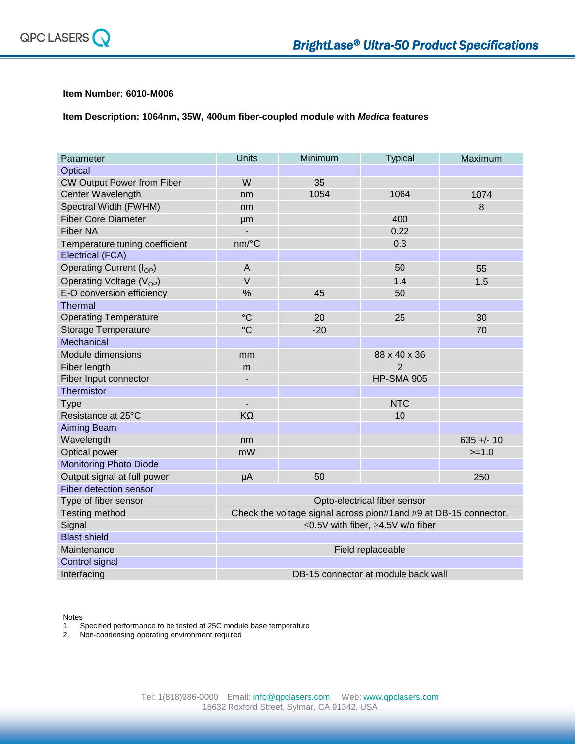**Item Number: 6010-M006**

**Item Description: 1064nm, 35W, 400um fiber-coupled module with *Medica* features**

| Parameter | Units | Minimum | Typical | Maximum |
|---|---|---|---|---|
| Optical | | | | |
| CW Output Power from Fiber | W | 35 | | |
| Center Wavelength | nm | 1054 | 1064 | 1074 |
| Spectral Width (FWHM) | nm | | | 8 |
| Fiber Core Diameter | µm | | 400 | |
| Fiber NA | - | | 0.22 | |
| Temperature tuning coefficient | nm/°C | | 0.3 | |
| Electrical (FCA) | | | | |
| Operating Current ($I_{OP}$) | A | | 50 | 55 |
| Operating Voltage ($V_{OP}$) | V | | 1.4 | 1.5 |
| E-O conversion efficiency | % | 45 | 50 | |
| Thermal | | | | |
| Operating Temperature | °C | 20 | 25 | 30 |
| Storage Temperature | °C | -20 | | 70 |
| Mechanical | | | | |
| Module dimensions | mm | | 88 x 40 x 36 | |
| Fiber length | m | | 2 | |
| Fiber Input connector | - | | HP-SMA 905 | |
| Thermistor | | | | |
| Type | - | | NTC | |
| Resistance at 25°C | KΩ | | 10 | |
| Aiming Beam | | | | |
| Wavelength | nm | | | 635 +/- 10 |
| Optical power | mW | | | >=1.0 |
| Monitoring Photo Diode | | | | |
| Output signal at full power | µA | 50 | | 250 |
| Fiber detection sensor | | | | |
| Type of fiber sensor | Opto-electrical fiber sensor | | | |
| Testing method | Check the voltage signal across pion#1and #9 at DB-15 connector. | | | |
| Signal | ≤0.5V with fiber, ≥4.5V w/o fiber | | | |
| Blast shield | | | | |
| Maintenance | Field replaceable | | | |
| Control signal | | | | |
| Interfacing | DB-15 connector at module back wall | | | |

Notes
1. Specified performance to be tested at 25C module base temperature
2. Non-condensing operating environment required

Tel: 1(818)986-0000 Email: info@qpclasers.com Web: www.qpclasers.com
15632 Roxford Street, Sylmar, CA 91342, USA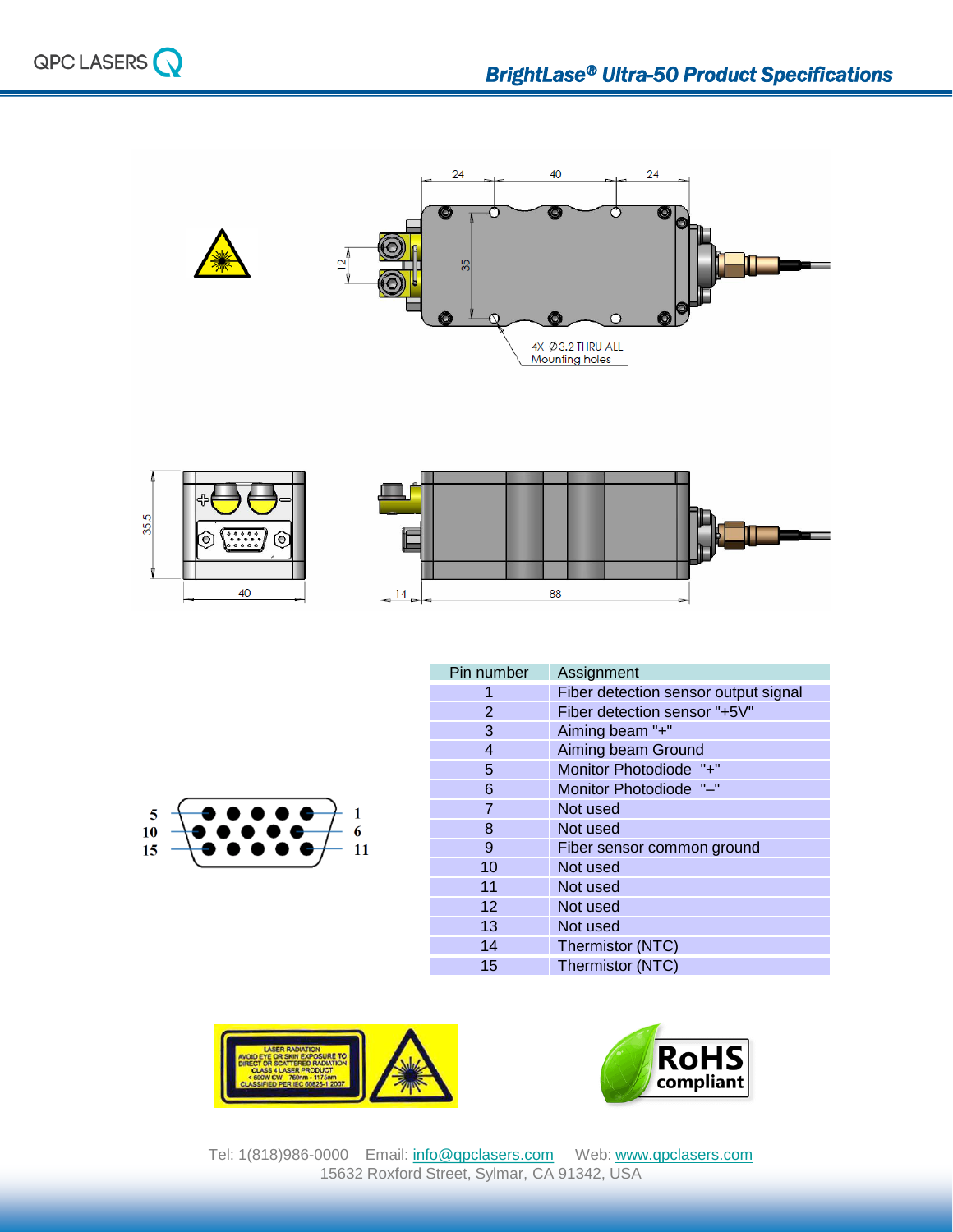## BrightLase® Ultra-50 Product Specifications

24
40
24
12
35
4X Ø3.2 THRU ALL
Mounting holes

35.5
40
14
88

5
10
15
1
6
11

| Pin number | Assignment |
|---|---|
| 1 | Fiber detection sensor output signal |
| 2 | Fiber detection sensor "+5V" |
| 3 | Aiming beam "+" |
| 4 | Aiming beam Ground |
| 5 | Monitor Photodiode "+" |
| 6 | Monitor Photodiode "–" |
| 7 | Not used |
| 8 | Not used |
| 9 | Fiber sensor common ground |
| 10 | Not used |
| 11 | Not used |
| 12 | Not used |
| 13 | Not used |
| 14 | Thermistor (NTC) |
| 15 | Thermistor (NTC) |

LASER RADIATION
AVOID EYE OR SKIN EXPOSURE TO DIRECT OR SCATTERED RADIATION
CLASS 4 LASER PRODUCT
< 600W CW 760nm - 1175nm
CLASSIFIED PER IEC 60825-1 2007

RoHS compliant

Tel: 1(818)986-0000 Email: info@qpclasers.com Web: www.qpclasers.com
15632 Roxford Street, Sylmar, CA 91342, USA